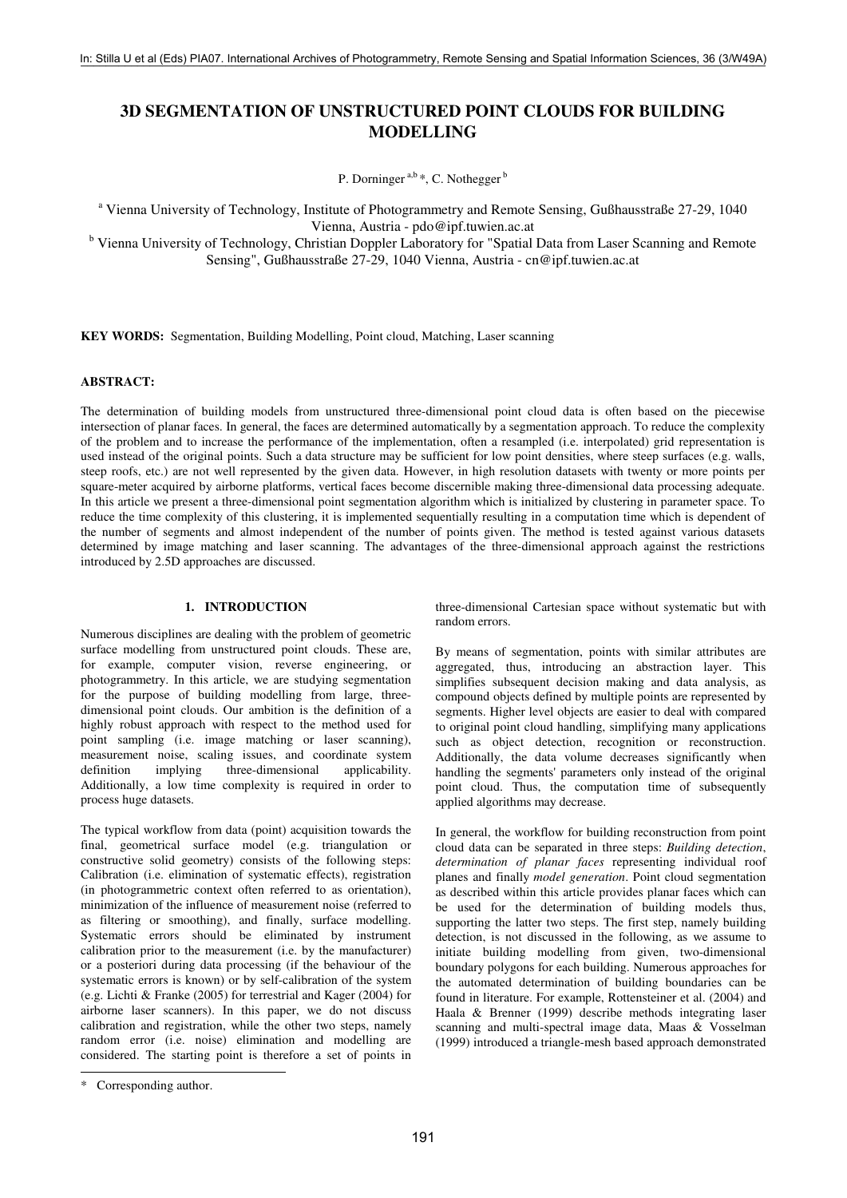# 3D SEGMENTATION OF UNSTRUCTURED POINT CLOUDS FOR BUILDING MODELLING

P. Dorninger [a,b] *, C. Nothegger [b]

[a] Vienna University of Technology, Institute of Photogrammetry and Remote Sensing, Gußhausstraße 27-29, 1040 Vienna, Austria - pdo@ipf.tuwien.ac.at

[b] Vienna University of Technology, Christian Doppler Laboratory for "Spatial Data from Laser Scanning and Remote Sensing", Gußhausstraße 27-29, 1040 Vienna, Austria - cn@ipf.tuwien.ac.at

**KEY WORDS:** Segmentation, Building Modelling, Point cloud, Matching, Laser scanning

## ABSTRACT:

The determination of building models from unstructured three-dimensional point cloud data is often based on the piecewise intersection of planar faces. In general, the faces are determined automatically by a segmentation approach. To reduce the complexity of the problem and to increase the performance of the implementation, often a resampled (i.e. interpolated) grid representation is used instead of the original points. Such a data structure may be sufficient for low point densities, where steep surfaces (e.g. walls, steep roofs, etc.) are not well represented by the given data. However, in high resolution datasets with twenty or more points per square-meter acquired by airborne platforms, vertical faces become discernible making three-dimensional data processing adequate. In this article we present a three-dimensional point segmentation algorithm which is initialized by clustering in parameter space. To reduce the time complexity of this clustering, it is implemented sequentially resulting in a computation time which is dependent of the number of segments and almost independent of the number of points given. The method is tested against various datasets determined by image matching and laser scanning. The advantages of the three-dimensional approach against the restrictions introduced by 2.5D approaches are discussed.

## 1. INTRODUCTION

Numerous disciplines are dealing with the problem of geometric surface modelling from unstructured point clouds. These are, for example, computer vision, reverse engineering, or photogrammetry. In this article, we are studying segmentation for the purpose of building modelling from large, three-dimensional point clouds. Our ambition is the definition of a highly robust approach with respect to the method used for point sampling (i.e. image matching or laser scanning), measurement noise, scaling issues, and coordinate system definition implying three-dimensional applicability. Additionally, a low time complexity is required in order to process huge datasets.

The typical workflow from data (point) acquisition towards the final, geometrical surface model (e.g. triangulation or constructive solid geometry) consists of the following steps: Calibration (i.e. elimination of systematic effects), registration (in photogrammetric context often referred to as orientation), minimization of the influence of measurement noise (referred to as filtering or smoothing), and finally, surface modelling. Systematic errors should be eliminated by instrument calibration prior to the measurement (i.e. by the manufacturer) or a posteriori during data processing (if the behaviour of the systematic errors is known) or by self-calibration of the system (e.g. Lichti & Franke (2005) for terrestrial and Kager (2004) for airborne laser scanners). In this paper, we do not discuss calibration and registration, while the other two steps, namely random error (i.e. noise) elimination and modelling are considered. The starting point is therefore a set of points in three-dimensional Cartesian space without systematic but with random errors.

By means of segmentation, points with similar attributes are aggregated, thus, introducing an abstraction layer. This simplifies subsequent decision making and data analysis, as compound objects defined by multiple points are represented by segments. Higher level objects are easier to deal with compared to original point cloud handling, simplifying many applications such as object detection, recognition or reconstruction. Additionally, the data volume decreases significantly when handling the segments' parameters only instead of the original point cloud. Thus, the computation time of subsequently applied algorithms may decrease.

In general, the workflow for building reconstruction from point cloud data can be separated in three steps: *Building detection*, *determination of planar faces* representing individual roof planes and finally *model generation*. Point cloud segmentation as described within this article provides planar faces which can be used for the determination of building models thus, supporting the latter two steps. The first step, namely building detection, is not discussed in the following, as we assume to initiate building modelling from given, two-dimensional boundary polygons for each building. Numerous approaches for the automated determination of building boundaries can be found in literature. For example, Rottensteiner et al. (2004) and Haala & Brenner (1999) describe methods integrating laser scanning and multi-spectral image data, Maas & Vosselman (1999) introduced a triangle-mesh based approach demonstrated

\* Corresponding author.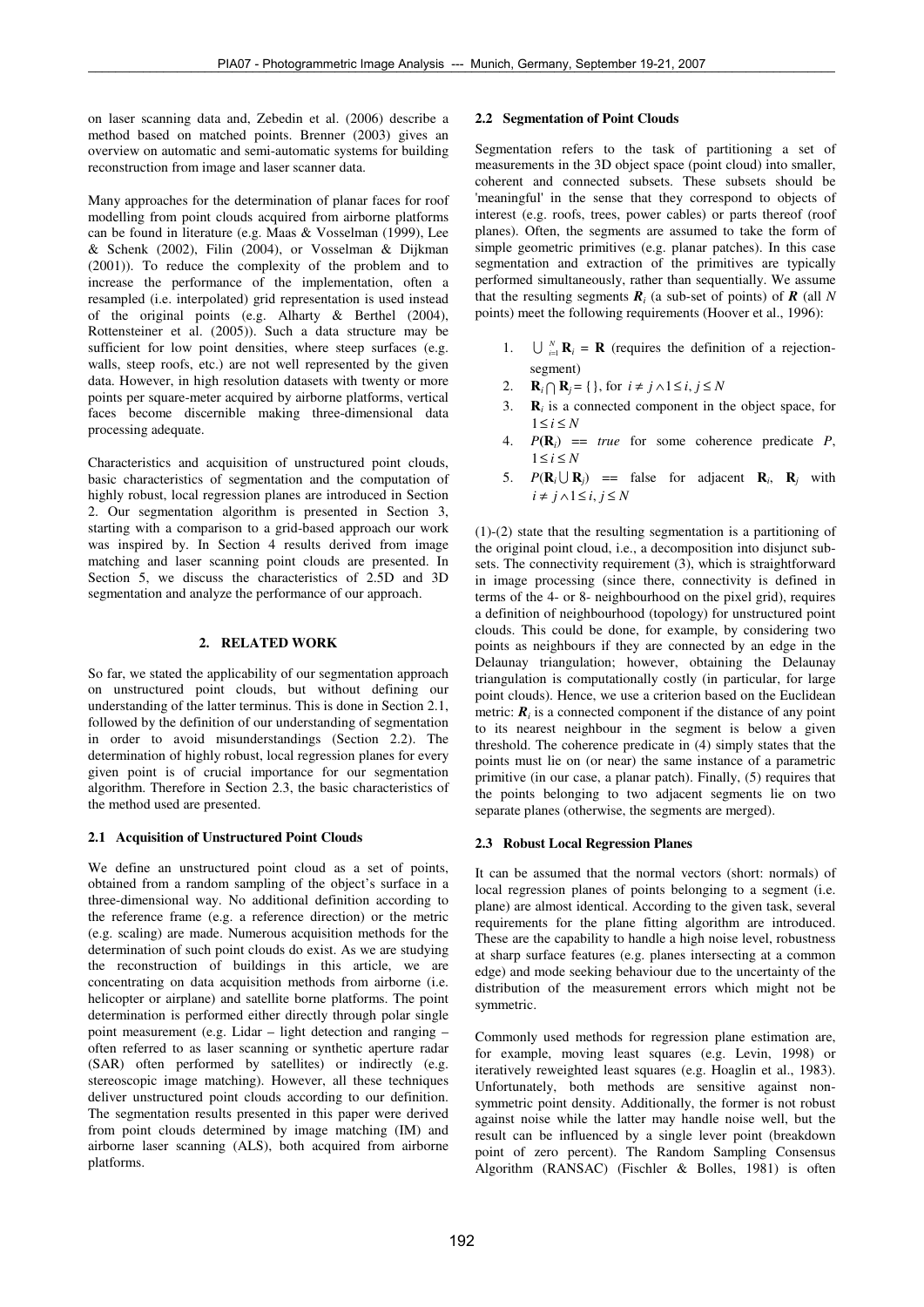on laser scanning data and, Zebedin et al. (2006) describe a method based on matched points. Brenner (2003) gives an overview on automatic and semi-automatic systems for building reconstruction from image and laser scanner data.

Many approaches for the determination of planar faces for roof modelling from point clouds acquired from airborne platforms can be found in literature (e.g. Maas & Vosselman (1999), Lee & Schenk (2002), Filin (2004), or Vosselman & Dijkman (2001)). To reduce the complexity of the problem and to increase the performance of the implementation, often a resampled (i.e. interpolated) grid representation is used instead of the original points (e.g. Alharty & Berthel (2004), Rottensteiner et al. (2005)). Such a data structure may be sufficient for low point densities, where steep surfaces (e.g. walls, steep roofs, etc.) are not well represented by the given data. However, in high resolution datasets with twenty or more points per square-meter acquired by airborne platforms, vertical faces become discernible making three-dimensional data processing adequate.

Characteristics and acquisition of unstructured point clouds, basic characteristics of segmentation and the computation of highly robust, local regression planes are introduced in Section 2. Our segmentation algorithm is presented in Section 3, starting with a comparison to a grid-based approach our work was inspired by. In Section 4 results derived from image matching and laser scanning point clouds are presented. In Section 5, we discuss the characteristics of 2.5D and 3D segmentation and analyze the performance of our approach.

## 2. RELATED WORK

So far, we stated the applicability of our segmentation approach on unstructured point clouds, but without defining our understanding of the latter terminus. This is done in Section 2.1, followed by the definition of our understanding of segmentation in order to avoid misunderstandings (Section 2.2). The determination of highly robust, local regression planes for every given point is of crucial importance for our segmentation algorithm. Therefore in Section 2.3, the basic characteristics of the method used are presented.

### 2.1 Acquisition of Unstructured Point Clouds

We define an unstructured point cloud as a set of points, obtained from a random sampling of the object's surface in a three-dimensional way. No additional definition according to the reference frame (e.g. a reference direction) or the metric (e.g. scaling) are made. Numerous acquisition methods for the determination of such point clouds do exist. As we are studying the reconstruction of buildings in this article, we are concentrating on data acquisition methods from airborne (i.e. helicopter or airplane) and satellite borne platforms. The point determination is performed either directly through polar single point measurement (e.g. Lidar – light detection and ranging – often referred to as laser scanning or synthetic aperture radar (SAR) often performed by satellites) or indirectly (e.g. stereoscopic image matching). However, all these techniques deliver unstructured point clouds according to our definition. The segmentation results presented in this paper were derived from point clouds determined by image matching (IM) and airborne laser scanning (ALS), both acquired from airborne platforms.

### 2.2 Segmentation of Point Clouds

Segmentation refers to the task of partitioning a set of measurements in the 3D object space (point cloud) into smaller, coherent and connected subsets. These subsets should be 'meaningful' in the sense that they correspond to objects of interest (e.g. roofs, trees, power cables) or parts thereof (roof planes). Often, the segments are assumed to take the form of simple geometric primitives (e.g. planar patches). In this case segmentation and extraction of the primitives are typically performed simultaneously, rather than sequentially. We assume that the resulting segments $\boldsymbol{R}_i$ (a sub-set of points) of $\boldsymbol{R}$ (all $N$ points) meet the following requirements (Hoover et al., 1996):

1. $\bigcup_{i=1}^{N} \mathbf{R}_i = \mathbf{R}$ (requires the definition of a rejection-segment)
2. $\mathbf{R}_i \bigcap \mathbf{R}_j = \{\}$, for $i \neq j \wedge 1 \leq i, j \leq N$
3. $\mathbf{R}_i$ is a connected component in the object space, for $1 \leq i \leq N$
4. $P(\mathbf{R}_i)$ == *true* for some coherence predicate $P$, $1 \leq i \leq N$
5. $P(\mathbf{R}_i \bigcup \mathbf{R}_j)$ == false for adjacent $\mathbf{R}_i$, $\mathbf{R}_j$ with $i \neq j \wedge 1 \leq i, j \leq N$

(1)-(2) state that the resulting segmentation is a partitioning of the original point cloud, i.e., a decomposition into disjunct sub-sets. The connectivity requirement (3), which is straightforward in image processing (since there, connectivity is defined in terms of the 4- or 8- neighbourhood on the pixel grid), requires a definition of neighbourhood (topology) for unstructured point clouds. This could be done, for example, by considering two points as neighbours if they are connected by an edge in the Delaunay triangulation; however, obtaining the Delaunay triangulation is computationally costly (in particular, for large point clouds). Hence, we use a criterion based on the Euclidean metric: $\boldsymbol{R}_i$ is a connected component if the distance of any point to its nearest neighbour in the segment is below a given threshold. The coherence predicate in (4) simply states that the points must lie on (or near) the same instance of a parametric primitive (in our case, a planar patch). Finally, (5) requires that the points belonging to two adjacent segments lie on two separate planes (otherwise, the segments are merged).

### 2.3 Robust Local Regression Planes

It can be assumed that the normal vectors (short: normals) of local regression planes of points belonging to a segment (i.e. plane) are almost identical. According to the given task, several requirements for the plane fitting algorithm are introduced. These are the capability to handle a high noise level, robustness at sharp surface features (e.g. planes intersecting at a common edge) and mode seeking behaviour due to the uncertainty of the distribution of the measurement errors which might not be symmetric.

Commonly used methods for regression plane estimation are, for example, moving least squares (e.g. Levin, 1998) or iteratively reweighted least squares (e.g. Hoaglin et al., 1983). Unfortunately, both methods are sensitive against non-symmetric point density. Additionally, the former is not robust against noise while the latter may handle noise well, but the result can be influenced by a single lever point (breakdown point of zero percent). The Random Sampling Consensus Algorithm (RANSAC) (Fischler & Bolles, 1981) is often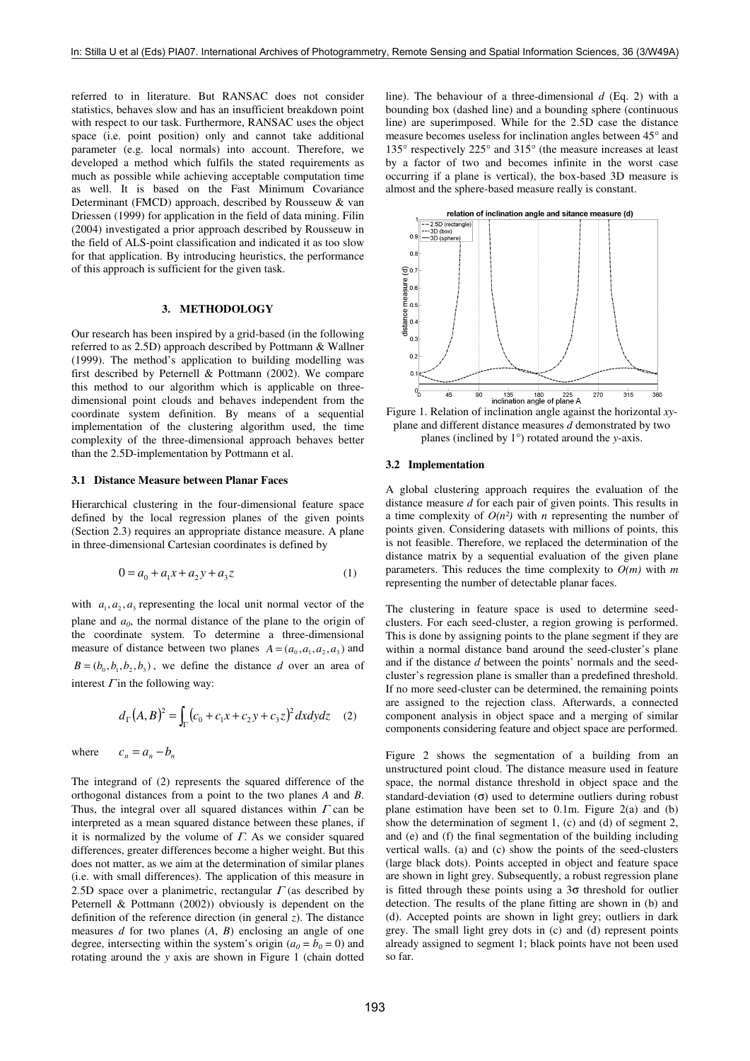referred to in literature. But RANSAC does not consider statistics, behaves slow and has an insufficient breakdown point with respect to our task. Furthermore, RANSAC uses the object space (i.e. point position) only and cannot take additional parameter (e.g. local normals) into account. Therefore, we developed a method which fulfils the stated requirements as much as possible while achieving acceptable computation time as well. It is based on the Fast Minimum Covariance Determinant (FMCD) approach, described by Rousseuw & van Driessen (1999) for application in the field of data mining. Filin (2004) investigated a prior approach described by Rousseuw in the field of ALS-point classification and indicated it as too slow for that application. By introducing heuristics, the performance of this approach is sufficient for the given task.

## 3. METHODOLOGY

Our research has been inspired by a grid-based (in the following referred to as 2.5D) approach described by Pottmann & Wallner (1999). The method's application to building modelling was first described by Peternell & Pottmann (2002). We compare this method to our algorithm which is applicable on three-dimensional point clouds and behaves independent from the coordinate system definition. By means of a sequential implementation of the clustering algorithm used, the time complexity of the three-dimensional approach behaves better than the 2.5D-implementation by Pottmann et al.

### 3.1 Distance Measure between Planar Faces

Hierarchical clustering in the four-dimensional feature space defined by the local regression planes of the given points (Section 2.3) requires an appropriate distance measure. A plane in three-dimensional Cartesian coordinates is defined by

$$0 = a_0 + a_1 x + a_2 y + a_3 z \tag{1}$$

with $a_1, a_2, a_3$ representing the local unit normal vector of the plane and $a_0$, the normal distance of the plane to the origin of the coordinate system. To determine a three-dimensional measure of distance between two planes $A = (a_0, a_1, a_2, a_3)$ and $B = (b_0, b_1, b_2, b_3)$, we define the distance $d$ over an area of interest $\Gamma$ in the following way:

$$d_\Gamma (A, B)^2 = \int_\Gamma (c_0 + c_1 x + c_2 y + c_3 z)^2 \, dxdydz \tag{2}$$

where $c_n = a_n - b_n$

The integrand of (2) represents the squared difference of the orthogonal distances from a point to the two planes $A$ and $B$. Thus, the integral over all squared distances within $\Gamma$ can be interpreted as a mean squared distance between these planes, if it is normalized by the volume of $\Gamma$. As we consider squared differences, greater differences become a higher weight. But this does not matter, as we aim at the determination of similar planes (i.e. with small differences). The application of this measure in 2.5D space over a planimetric, rectangular $\Gamma$ (as described by Peternell & Pottmann (2002)) obviously is dependent on the definition of the reference direction (in general $z$). The distance measures $d$ for two planes ($A$, $B$) enclosing an angle of one degree, intersecting within the system's origin ($a_0 = b_0 = 0$) and rotating around the $y$ axis are shown in Figure 1 (chain dotted line). The behaviour of a three-dimensional $d$ (Eq. 2) with a bounding box (dashed line) and a bounding sphere (continuous line) are superimposed. While for the 2.5D case the distance measure becomes useless for inclination angles between 45° and 135° respectively 225° and 315° (the measure increases at least by a factor of two and becomes infinite in the worst case occurring if a plane is vertical), the box-based 3D measure is almost and the sphere-based measure really is constant.

relation of inclination angle and sitance measure (d)

2.5D (rectangle)
3D (box)
3D (sphere)

distance measure (d)

0 0.1 0.2 0.3 0.4 0.5 0.6 0.7 0.8 0.9 1

0 45 90 135 180 225 270 315 360

inclination angle of plane A

Figure 1. Relation of inclination angle against the horizontal *xy*-plane and different distance measures *d* demonstrated by two planes (inclined by 1°) rotated around the *y*-axis.

### 3.2 Implementation

A global clustering approach requires the evaluation of the distance measure $d$ for each pair of given points. This results in a time complexity of $O(n^2)$ with $n$ representing the number of points given. Considering datasets with millions of points, this is not feasible. Therefore, we replaced the determination of the distance matrix by a sequential evaluation of the given plane parameters. This reduces the time complexity to $O(m)$ with $m$ representing the number of detectable planar faces.

The clustering in feature space is used to determine seed-clusters. For each seed-cluster, a region growing is performed. This is done by assigning points to the plane segment if they are within a normal distance band around the seed-cluster's plane and if the distance $d$ between the points' normals and the seed-cluster's regression plane is smaller than a predefined threshold. If no more seed-cluster can be determined, the remaining points are assigned to the rejection class. Afterwards, a connected component analysis in object space and a merging of similar components considering feature and object space are performed.

Figure 2 shows the segmentation of a building from an unstructured point cloud. The distance measure used in feature space, the normal distance threshold in object space and the standard-deviation ($\sigma$) used to determine outliers during robust plane estimation have been set to 0.1m. Figure 2(a) and (b) show the determination of segment 1, (c) and (d) of segment 2, and (e) and (f) the final segmentation of the building including vertical walls. (a) and (c) show the points of the seed-clusters (large black dots). Points accepted in object and feature space are shown in light grey. Subsequently, a robust regression plane is fitted through these points using a $3\sigma$ threshold for outlier detection. The results of the plane fitting are shown in (b) and (d). Accepted points are shown in light grey; outliers in dark grey. The small light grey dots in (c) and (d) represent points already assigned to segment 1; black points have not been used so far.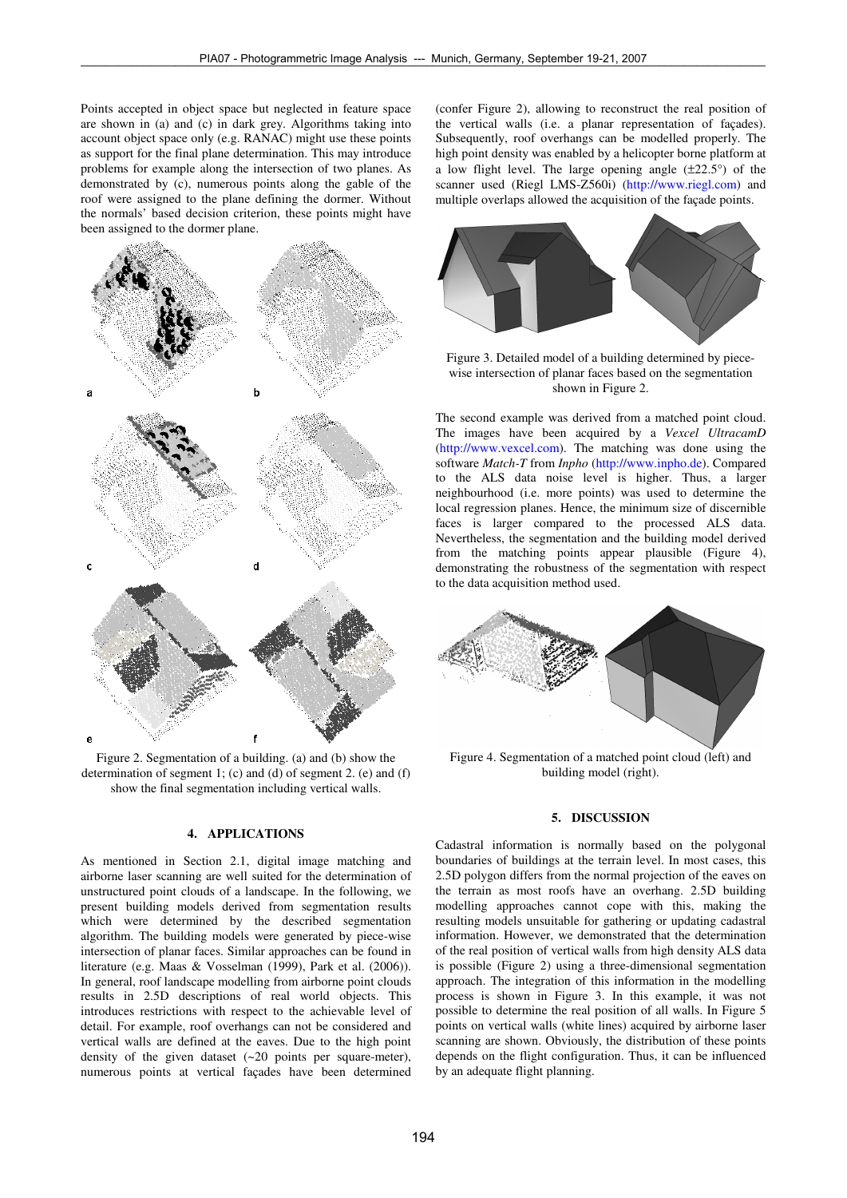Points accepted in object space but neglected in feature space are shown in (a) and (c) in dark grey. Algorithms taking into account object space only (e.g. RANAC) might use these points as support for the final plane determination. This may introduce problems for example along the intersection of two planes. As demonstrated by (c), numerous points along the gable of the roof were assigned to the plane defining the dormer. Without the normals' based decision criterion, these points might have been assigned to the dormer plane.

Figure 2. Segmentation of a building. (a) and (b) show the determination of segment 1; (c) and (d) of segment 2. (e) and (f) show the final segmentation including vertical walls.

## 4. APPLICATIONS

As mentioned in Section 2.1, digital image matching and airborne laser scanning are well suited for the determination of unstructured point clouds of a landscape. In the following, we present building models derived from segmentation results which were determined by the described segmentation algorithm. The building models were generated by piece-wise intersection of planar faces. Similar approaches can be found in literature (e.g. Maas & Vosselman (1999), Park et al. (2006)). In general, roof landscape modelling from airborne point clouds results in 2.5D descriptions of real world objects. This introduces restrictions with respect to the achievable level of detail. For example, roof overhangs can not be considered and vertical walls are defined at the eaves. Due to the high point density of the given dataset (~20 points per square-meter), numerous points at vertical façades have been determined (confer Figure 2), allowing to reconstruct the real position of the vertical walls (i.e. a planar representation of façades). Subsequently, roof overhangs can be modelled properly. The high point density was enabled by a helicopter borne platform at a low flight level. The large opening angle (±22.5°) of the scanner used (Riegl LMS-Z560i) (http://www.riegl.com) and multiple overlaps allowed the acquisition of the façade points.

Figure 3. Detailed model of a building determined by piece-wise intersection of planar faces based on the segmentation shown in Figure 2.

The second example was derived from a matched point cloud. The images have been acquired by a *Vexcel UltracamD* (http://www.vexcel.com). The matching was done using the software *Match-T* from *Inpho* (http://www.inpho.de). Compared to the ALS data noise level is higher. Thus, a larger neighbourhood (i.e. more points) was used to determine the local regression planes. Hence, the minimum size of discernible faces is larger compared to the processed ALS data. Nevertheless, the segmentation and the building model derived from the matching points appear plausible (Figure 4), demonstrating the robustness of the segmentation with respect to the data acquisition method used.

Figure 4. Segmentation of a matched point cloud (left) and building model (right).

## 5. DISCUSSION

Cadastral information is normally based on the polygonal boundaries of buildings at the terrain level. In most cases, this 2.5D polygon differs from the normal projection of the eaves on the terrain as most roofs have an overhang. 2.5D building modelling approaches cannot cope with this, making the resulting models unsuitable for gathering or updating cadastral information. However, we demonstrated that the determination of the real position of vertical walls from high density ALS data is possible (Figure 2) using a three-dimensional segmentation approach. The integration of this information in the modelling process is shown in Figure 3. In this example, it was not possible to determine the real position of all walls. In Figure 5 points on vertical walls (white lines) acquired by airborne laser scanning are shown. Obviously, the distribution of these points depends on the flight configuration. Thus, it can be influenced by an adequate flight planning.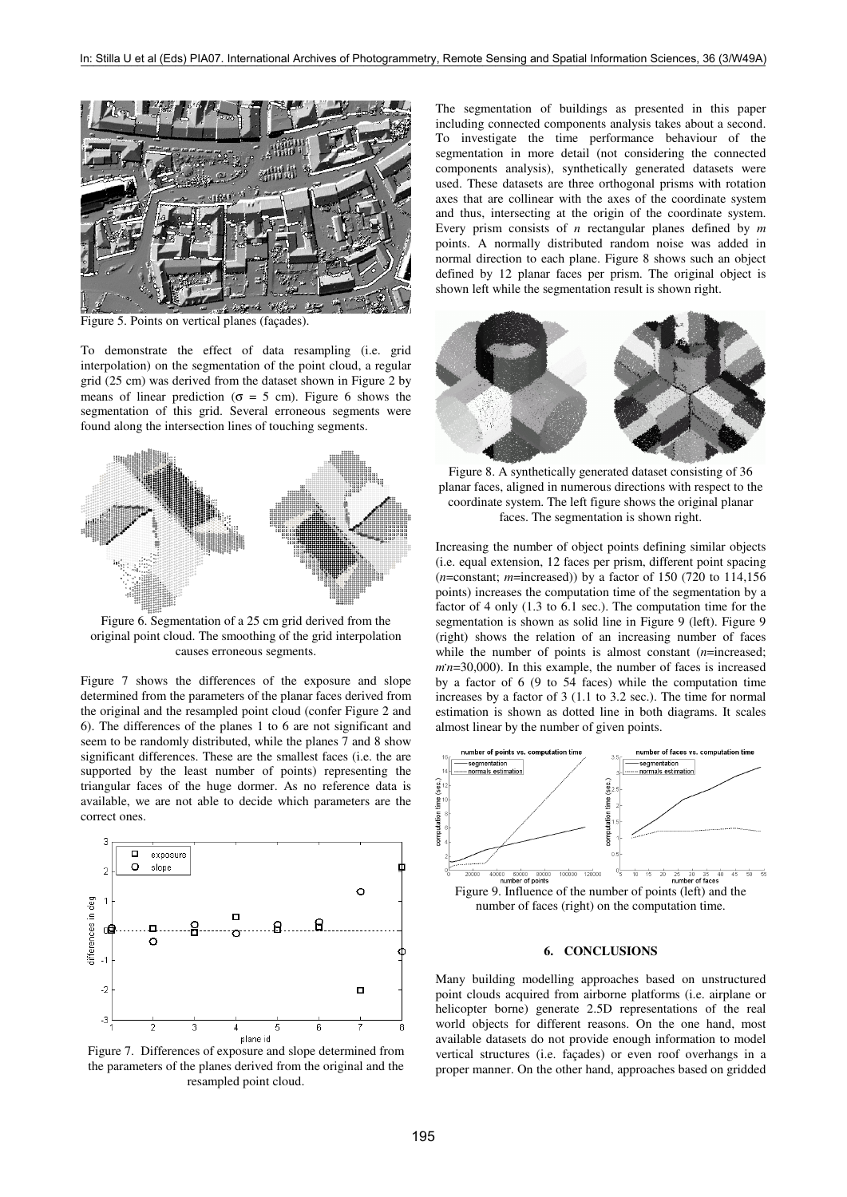Figure 5. Points on vertical planes (façades).

To demonstrate the effect of data resampling (i.e. grid interpolation) on the segmentation of the point cloud, a regular grid (25 cm) was derived from the dataset shown in Figure 2 by means of linear prediction ($\sigma$ = 5 cm). Figure 6 shows the segmentation of this grid. Several erroneous segments were found along the intersection lines of touching segments.

Figure 6. Segmentation of a 25 cm grid derived from the original point cloud. The smoothing of the grid interpolation causes erroneous segments.

Figure 7 shows the differences of the exposure and slope determined from the parameters of the planar faces derived from the original and the resampled point cloud (confer Figure 2 and 6). The differences of the planes 1 to 6 are not significant and seem to be randomly distributed, while the planes 7 and 8 show significant differences. These are the smallest faces (i.e. the are supported by the least number of points) representing the triangular faces of the huge dormer. As no reference data is available, we are not able to decide which parameters are the correct ones.

exposure
slope
differences in deg
plane id

Figure 7. Differences of exposure and slope determined from the parameters of the planes derived from the original and the resampled point cloud.

The segmentation of buildings as presented in this paper including connected components analysis takes about a second. To investigate the time performance behaviour of the segmentation in more detail (not considering the connected components analysis), synthetically generated datasets were used. These datasets are three orthogonal prisms with rotation axes that are collinear with the axes of the coordinate system and thus, intersecting at the origin of the coordinate system. Every prism consists of $n$ rectangular planes defined by $m$ points. A normally distributed random noise was added in normal direction to each plane. Figure 8 shows such an object defined by 12 planar faces per prism. The original object is shown left while the segmentation result is shown right.

Figure 8. A synthetically generated dataset consisting of 36 planar faces, aligned in numerous directions with respect to the coordinate system. The left figure shows the original planar faces. The segmentation is shown right.

Increasing the number of object points defining similar objects (i.e. equal extension, 12 faces per prism, different point spacing ($n$=constant; $m$=increased)) by a factor of 150 (720 to 114,156 points) increases the computation time of the segmentation by a factor of 4 only (1.3 to 6.1 sec.). The computation time for the segmentation is shown as solid line in Figure 9 (left). Figure 9 (right) shows the relation of an increasing number of faces while the number of points is almost constant ($n$=increased; $m \cdot n$=30,000). In this example, the number of faces is increased by a factor of 6 (9 to 54 faces) while the computation time increases by a factor of 3 (1.1 to 3.2 sec.). The time for normal estimation is shown as dotted line in both diagrams. It scales almost linear by the number of given points.

number of points vs. computation time
segmentation
normals estimation
computation time (sec.)
number of points

number of faces vs. computation time
segmentation
normals estimation
computation time (sec.)
number of faces

Figure 9. Influence of the number of points (left) and the number of faces (right) on the computation time.

## 6. CONCLUSIONS

Many building modelling approaches based on unstructured point clouds acquired from airborne platforms (i.e. airplane or helicopter borne) generate 2.5D representations of the real world objects for different reasons. On the one hand, most available datasets do not provide enough information to model vertical structures (i.e. façades) or even roof overhangs in a proper manner. On the other hand, approaches based on gridded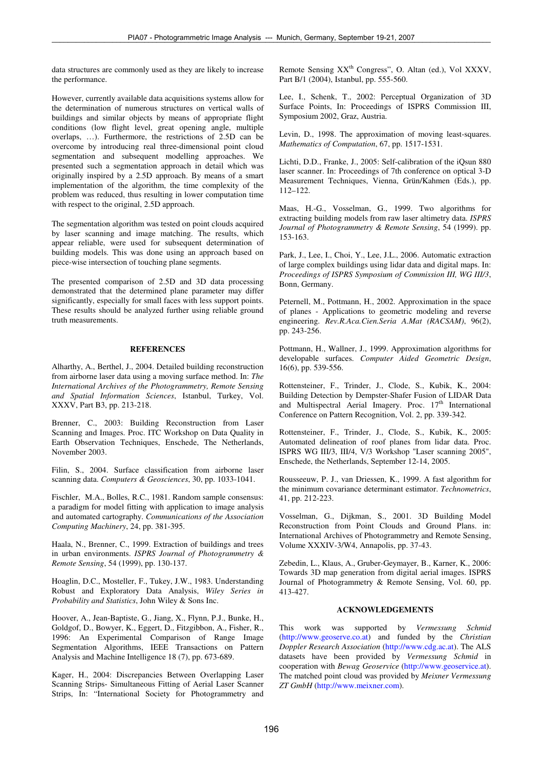data structures are commonly used as they are likely to increase the performance.

However, currently available data acquisitions systems allow for the determination of numerous structures on vertical walls of buildings and similar objects by means of appropriate flight conditions (low flight level, great opening angle, multiple overlaps, …). Furthermore, the restrictions of 2.5D can be overcome by introducing real three-dimensional point cloud segmentation and subsequent modelling approaches. We presented such a segmentation approach in detail which was originally inspired by a 2.5D approach. By means of a smart implementation of the algorithm, the time complexity of the problem was reduced, thus resulting in lower computation time with respect to the original, 2.5D approach.

The segmentation algorithm was tested on point clouds acquired by laser scanning and image matching. The results, which appear reliable, were used for subsequent determination of building models. This was done using an approach based on piece-wise intersection of touching plane segments.

The presented comparison of 2.5D and 3D data processing demonstrated that the determined plane parameter may differ significantly, especially for small faces with less support points. These results should be analyzed further using reliable ground truth measurements.

## REFERENCES

Alharthy, A., Berthel, J., 2004. Detailed building reconstruction from airborne laser data using a moving surface method. In: *The International Archives of the Photogrammetry, Remote Sensing and Spatial Information Sciences*, Istanbul, Turkey, Vol. XXXV, Part B3, pp. 213-218.

Brenner, C., 2003: Building Reconstruction from Laser Scanning and Images. Proc. ITC Workshop on Data Quality in Earth Observation Techniques, Enschede, The Netherlands, November 2003.

Filin, S., 2004. Surface classification from airborne laser scanning data. *Computers & Geosciences*, 30, pp. 1033-1041.

Fischler, M.A., Bolles, R.C., 1981. Random sample consensus: a paradigm for model fitting with application to image analysis and automated cartography. *Communications of the Association Computing Machinery*, 24, pp. 381-395.

Haala, N., Brenner, C., 1999. Extraction of buildings and trees in urban environments. *ISPRS Journal of Photogrammetry & Remote Sensing*, 54 (1999), pp. 130-137.

Hoaglin, D.C., Mosteller, F., Tukey, J.W., 1983. Understanding Robust and Exploratory Data Analysis, *Wiley Series in Probability and Statistics*, John Wiley & Sons Inc.

Hoover, A., Jean-Baptiste, G., Jiang, X., Flynn, P.J., Bunke, H., Goldgof, D., Bowyer, K., Eggert, D., Fitzgibbon, A., Fisher, R., 1996: An Experimental Comparison of Range Image Segmentation Algorithms, IEEE Transactions on Pattern Analysis and Machine Intelligence 18 (7), pp. 673-689.

Kager, H., 2004: Discrepancies Between Overlapping Laser Scanning Strips- Simultaneous Fitting of Aerial Laser Scanner Strips, In: "International Society for Photogrammetry and Remote Sensing XX[th] Congress", O. Altan (ed.), Vol XXXV, Part B/1 (2004), Istanbul, pp. 555-560.

Lee, I., Schenk, T., 2002: Perceptual Organization of 3D Surface Points, In: Proceedings of ISPRS Commission III, Symposium 2002, Graz, Austria.

Levin, D., 1998. The approximation of moving least-squares. *Mathematics of Computation*, 67, pp. 1517-1531.

Lichti, D.D., Franke, J., 2005: Self-calibration of the iQsun 880 laser scanner. In: Proceedings of 7th conference on optical 3-D Measurement Techniques, Vienna, Grün/Kahmen (Eds.), pp. 112–122.

Maas, H.-G., Vosselman, G., 1999. Two algorithms for extracting building models from raw laser altimetry data. *ISPRS Journal of Photogrammetry & Remote Sensing*, 54 (1999). pp. 153-163.

Park, J., Lee, I., Choi, Y., Lee, J.L., 2006. Automatic extraction of large complex buildings using lidar data and digital maps. In: *Proceedings of ISPRS Symposium of Commission III, WG III/3*, Bonn, Germany.

Peternell, M., Pottmann, H., 2002. Approximation in the space of planes - Applications to geometric modeling and reverse engineering. *Rev.R.Aca.Cien.Seria A.Mat (RACSAM)*, 96(2), pp. 243-256.

Pottmann, H., Wallner, J., 1999. Approximation algorithms for developable surfaces. *Computer Aided Geometric Design*, 16(6), pp. 539-556.

Rottensteiner, F., Trinder, J., Clode, S., Kubik, K., 2004: Building Detection by Dempster-Shafer Fusion of LIDAR Data and Multispectral Aerial Imagery. Proc. 17[th] International Conference on Pattern Recognition, Vol. 2, pp. 339-342.

Rottensteiner, F., Trinder, J., Clode, S., Kubik, K., 2005: Automated delineation of roof planes from lidar data. Proc. ISPRS WG III/3, III/4, V/3 Workshop "Laser scanning 2005", Enschede, the Netherlands, September 12-14, 2005.

Rousseeuw, P. J., van Driessen, K., 1999. A fast algorithm for the minimum covariance determinant estimator. *Technometrics*, 41, pp. 212-223.

Vosselman, G., Dijkman, S., 2001. 3D Building Model Reconstruction from Point Clouds and Ground Plans. in: International Archives of Photogrammetry and Remote Sensing, Volume XXXIV-3/W4, Annapolis, pp. 37-43.

Zebedin, L., Klaus, A., Gruber-Geymayer, B., Karner, K., 2006: Towards 3D map generation from digital aerial images. ISPRS Journal of Photogrammetry & Remote Sensing, Vol. 60, pp. 413-427.

## ACKNOWLEDGEMENTS

This work was supported by *Vermessung Schmid* (http://www.geoserve.co.at) and funded by the *Christian Doppler Research Association* (http://www.cdg.ac.at). The ALS datasets have been provided by *Vermessung Schmid* in cooperation with *Bewag Geoservice* (http://www.geoservice.at). The matched point cloud was provided by *Meixner Vermessung ZT GmbH* (http://www.meixner.com).